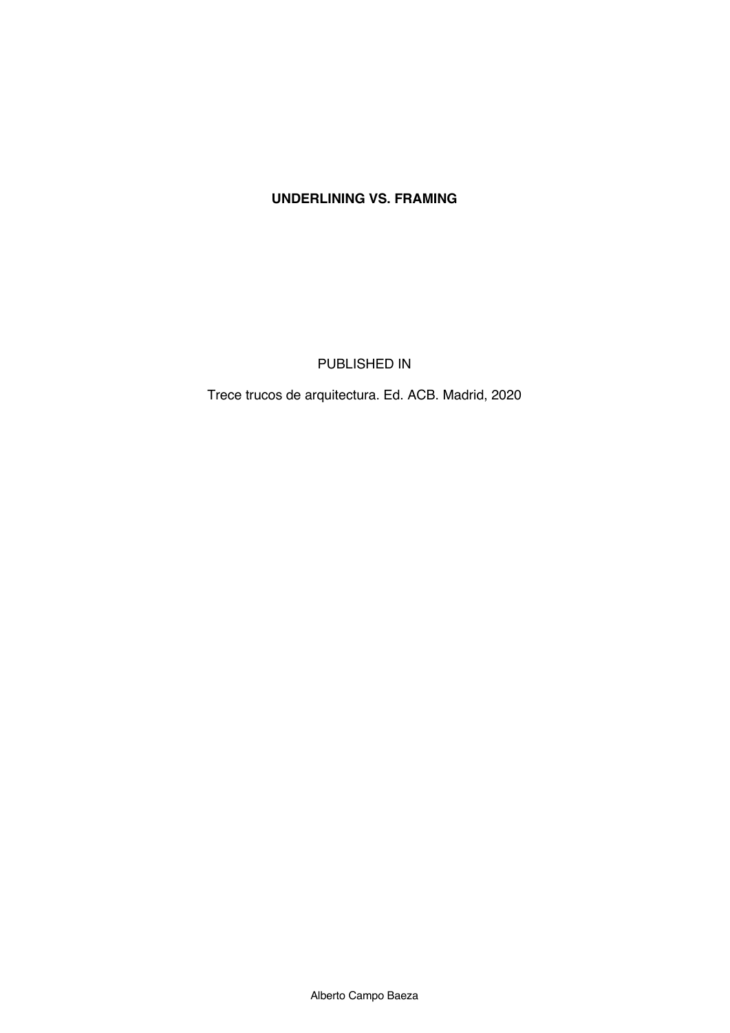# UNDERLINING VS. FRAMING

PUBLISHED IN

Trece trucos de arquitectura. Ed. ACB. Madrid, 2020

Alberto Campo Baeza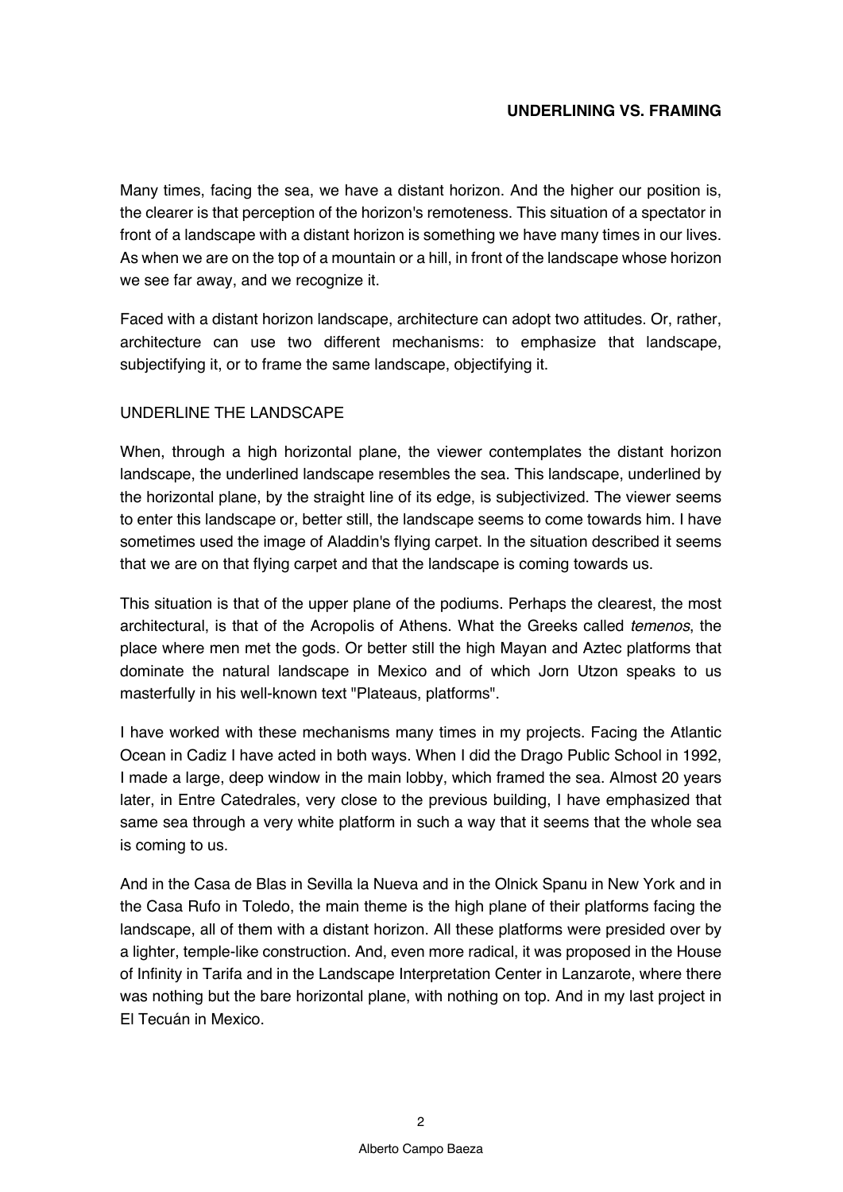## UNDERLINING VS. FRAMING

Many times, facing the sea, we have a distant horizon. And the higher our position is, the clearer is that perception of the horizon's remoteness. This situation of a spectator in front of a landscape with a distant horizon is something we have many times in our lives. As when we are on the top of a mountain or a hill, in front of the landscape whose horizon we see far away, and we recognize it.

Faced with a distant horizon landscape, architecture can adopt two attitudes. Or, rather, architecture can use two different mechanisms: to emphasize that landscape, subjectifying it, or to frame the same landscape, objectifying it.

### UNDERLINE THE LANDSCAPE

When, through a high horizontal plane, the viewer contemplates the distant horizon landscape, the underlined landscape resembles the sea. This landscape, underlined by the horizontal plane, by the straight line of its edge, is subjectivized. The viewer seems to enter this landscape or, better still, the landscape seems to come towards him. I have sometimes used the image of Aladdin's flying carpet. In the situation described it seems that we are on that flying carpet and that the landscape is coming towards us.

This situation is that of the upper plane of the podiums. Perhaps the clearest, the most architectural, is that of the Acropolis of Athens. What the Greeks called *temenos*, the place where men met the gods. Or better still the high Mayan and Aztec platforms that dominate the natural landscape in Mexico and of which Jorn Utzon speaks to us masterfully in his well-known text "Plateaus, platforms".

I have worked with these mechanisms many times in my projects. Facing the Atlantic Ocean in Cadiz I have acted in both ways. When I did the Drago Public School in 1992, I made a large, deep window in the main lobby, which framed the sea. Almost 20 years later, in Entre Catedrales, very close to the previous building, I have emphasized that same sea through a very white platform in such a way that it seems that the whole sea is coming to us.

And in the Casa de Blas in Sevilla la Nueva and in the Olnick Spanu in New York and in the Casa Rufo in Toledo, the main theme is the high plane of their platforms facing the landscape, all of them with a distant horizon. All these platforms were presided over by a lighter, temple-like construction. And, even more radical, it was proposed in the House of Infinity in Tarifa and in the Landscape Interpretation Center in Lanzarote, where there was nothing but the bare horizontal plane, with nothing on top. And in my last project in El Tecuán in Mexico.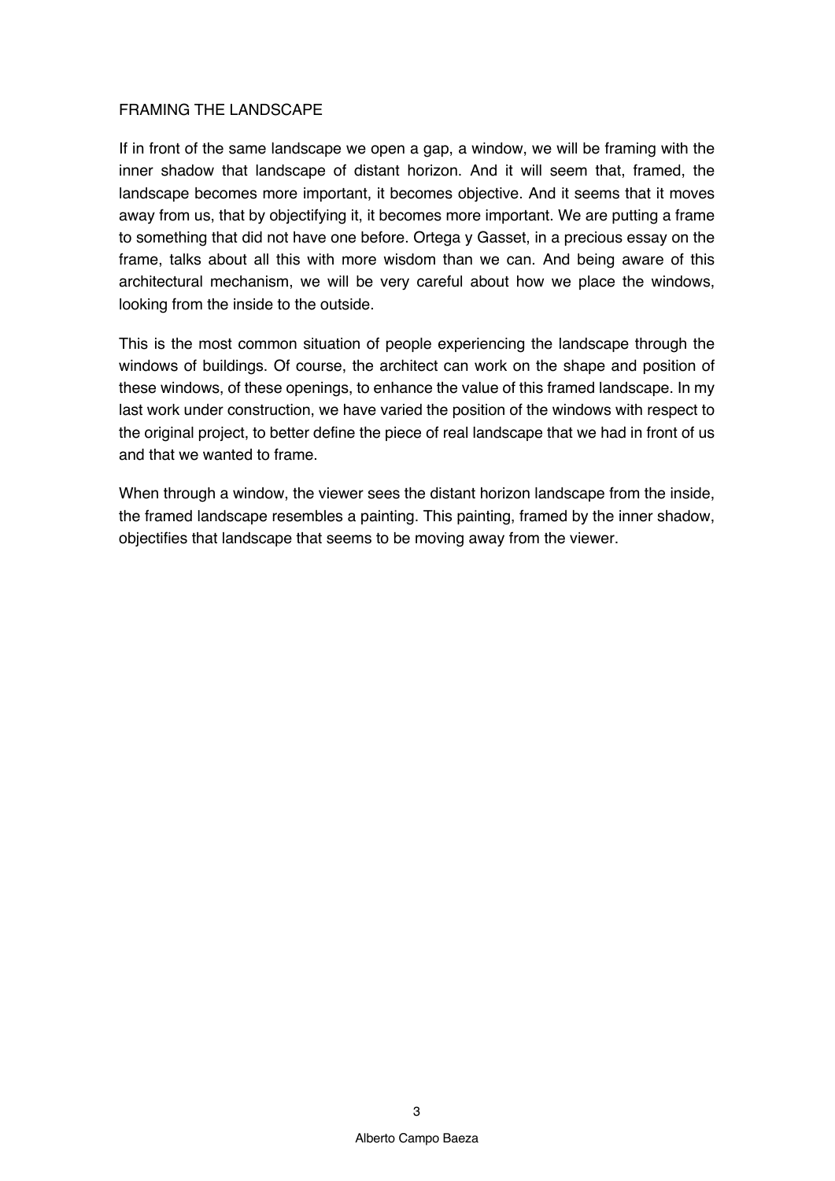## FRAMING THE LANDSCAPE

If in front of the same landscape we open a gap, a window, we will be framing with the inner shadow that landscape of distant horizon. And it will seem that, framed, the landscape becomes more important, it becomes objective. And it seems that it moves away from us, that by objectifying it, it becomes more important. We are putting a frame to something that did not have one before. Ortega y Gasset, in a precious essay on the frame, talks about all this with more wisdom than we can. And being aware of this architectural mechanism, we will be very careful about how we place the windows, looking from the inside to the outside.

This is the most common situation of people experiencing the landscape through the windows of buildings. Of course, the architect can work on the shape and position of these windows, of these openings, to enhance the value of this framed landscape. In my last work under construction, we have varied the position of the windows with respect to the original project, to better define the piece of real landscape that we had in front of us and that we wanted to frame.

When through a window, the viewer sees the distant horizon landscape from the inside, the framed landscape resembles a painting. This painting, framed by the inner shadow, objectifies that landscape that seems to be moving away from the viewer.